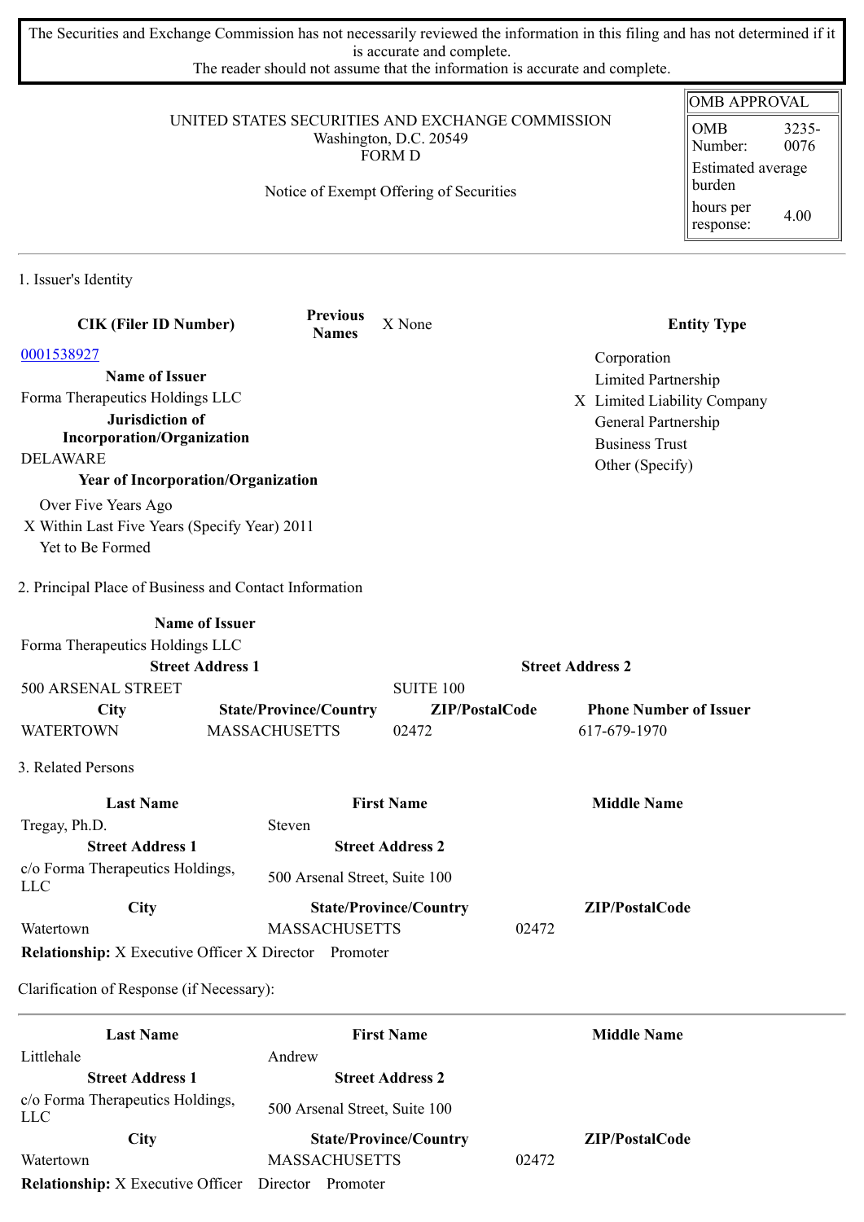The Securities and Exchange Commission has not necessarily reviewed the information in this filing and has not determined if it is accurate and complete.
The reader should not assume that the information is accurate and complete.

| OMB APPROVAL | |
|---|---|
| OMB Number: | 3235-0076 |
| Estimated average burden | |
| hours per response: | 4.00 |

# UNITED STATES SECURITIES AND EXCHANGE COMMISSION
Washington, D.C. 20549
FORM D

Notice of Exempt Offering of Securities

## 1. Issuer's Identity

| CIK (Filer ID Number) | Previous Names | X None | Entity Type |
|---|---|---|---|
| 0001538927 | | | Corporation |
| **Name of Issuer** | | | Limited Partnership |
| Forma Therapeutics Holdings LLC | | | X Limited Liability Company |
| **Jurisdiction of Incorporation/Organization** | | | General Partnership |
| DELAWARE | | | Business Trust |
| **Year of Incorporation/Organization** | | | Other (Specify) |

Over Five Years Ago
X Within Last Five Years (Specify Year) 2011
Yet to Be Formed

## 2. Principal Place of Business and Contact Information

| Name of Issuer | | | |
|---|---|---|---|
| Forma Therapeutics Holdings LLC | | | |
| **Street Address 1** | | **Street Address 2** | |
| 500 ARSENAL STREET | | SUITE 100 | |
| **City** | **State/Province/Country** | **ZIP/PostalCode** | **Phone Number of Issuer** |
| WATERTOWN | MASSACHUSETTS | 02472 | 617-679-1970 |

## 3. Related Persons

| Last Name | First Name | Middle Name |
|---|---|---|
| Tregay, Ph.D. | Steven | |
| **Street Address 1** | **Street Address 2** | |
| c/o Forma Therapeutics Holdings, LLC | 500 Arsenal Street, Suite 100 | |
| **City** | **State/Province/Country** | **ZIP/PostalCode** |
| Watertown | MASSACHUSETTS | 02472 |

**Relationship:** X Executive Officer X Director Promoter

Clarification of Response (if Necessary):

| Last Name | First Name | Middle Name |
|---|---|---|
| Littlehale | Andrew | |
| **Street Address 1** | **Street Address 2** | |
| c/o Forma Therapeutics Holdings, LLC | 500 Arsenal Street, Suite 100 | |
| **City** | **State/Province/Country** | **ZIP/PostalCode** |
| Watertown | MASSACHUSETTS | 02472 |

**Relationship:** X Executive Officer Director Promoter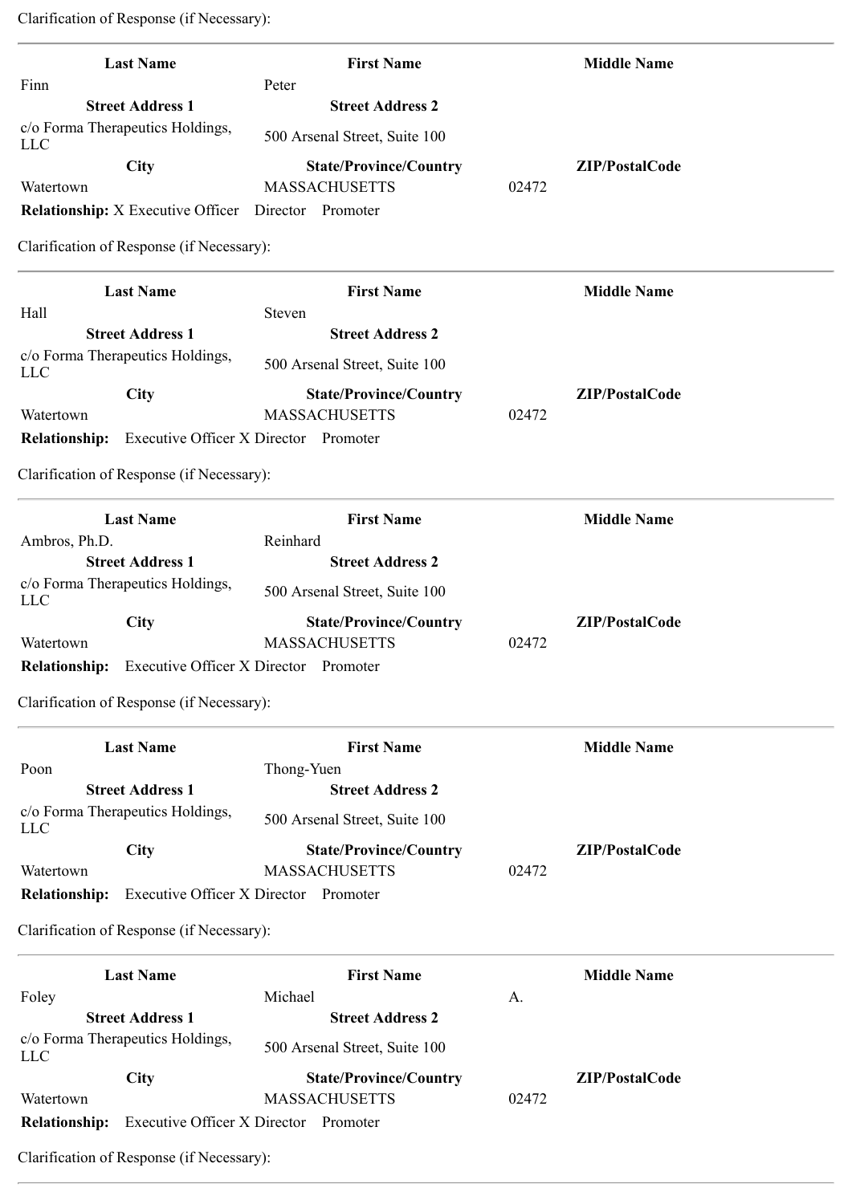Clarification of Response (if Necessary):

---

| Last Name | First Name | Middle Name |
|---|---|---|
| Finn | Peter | |
| **Street Address 1** | **Street Address 2** | |
| c/o Forma Therapeutics Holdings, LLC | 500 Arsenal Street, Suite 100 | |
| **City** | **State/Province/Country** | **ZIP/PostalCode** |
| Watertown | MASSACHUSETTS | 02472 |

**Relationship:** X Executive Officer  Director  Promoter

Clarification of Response (if Necessary):

---

| Last Name | First Name | Middle Name |
|---|---|---|
| Hall | Steven | |
| **Street Address 1** | **Street Address 2** | |
| c/o Forma Therapeutics Holdings, LLC | 500 Arsenal Street, Suite 100 | |
| **City** | **State/Province/Country** | **ZIP/PostalCode** |
| Watertown | MASSACHUSETTS | 02472 |

**Relationship:** Executive Officer X Director  Promoter

Clarification of Response (if Necessary):

---

| Last Name | First Name | Middle Name |
|---|---|---|
| Ambros, Ph.D. | Reinhard | |
| **Street Address 1** | **Street Address 2** | |
| c/o Forma Therapeutics Holdings, LLC | 500 Arsenal Street, Suite 100 | |
| **City** | **State/Province/Country** | **ZIP/PostalCode** |
| Watertown | MASSACHUSETTS | 02472 |

**Relationship:** Executive Officer X Director  Promoter

Clarification of Response (if Necessary):

---

| Last Name | First Name | Middle Name |
|---|---|---|
| Poon | Thong-Yuen | |
| **Street Address 1** | **Street Address 2** | |
| c/o Forma Therapeutics Holdings, LLC | 500 Arsenal Street, Suite 100 | |
| **City** | **State/Province/Country** | **ZIP/PostalCode** |
| Watertown | MASSACHUSETTS | 02472 |

**Relationship:** Executive Officer X Director  Promoter

Clarification of Response (if Necessary):

---

| Last Name | First Name | Middle Name |
|---|---|---|
| Foley | Michael | A. |
| **Street Address 1** | **Street Address 2** | |
| c/o Forma Therapeutics Holdings, LLC | 500 Arsenal Street, Suite 100 | |
| **City** | **State/Province/Country** | **ZIP/PostalCode** |
| Watertown | MASSACHUSETTS | 02472 |

**Relationship:** Executive Officer X Director  Promoter

Clarification of Response (if Necessary):

---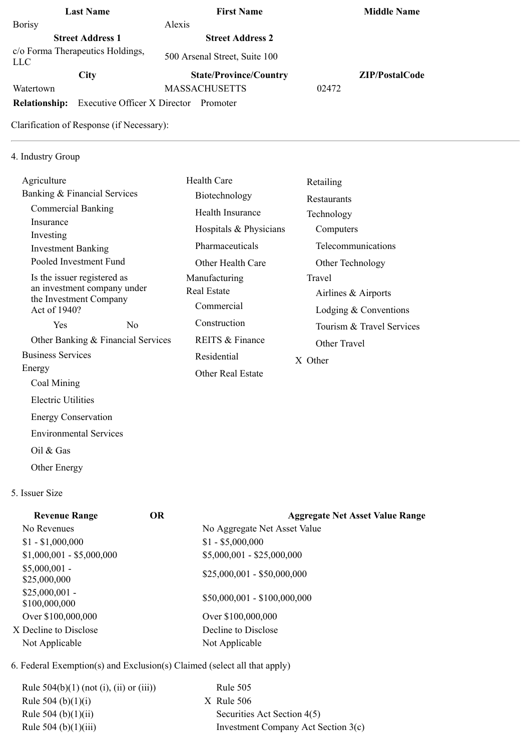| Last Name | First Name | Middle Name |
|---|---|---|
| Borisy | Alexis | |
| **Street Address 1** | **Street Address 2** | |
| c/o Forma Therapeutics Holdings, LLC | 500 Arsenal Street, Suite 100 | |
| **City** | **State/Province/Country** | **ZIP/PostalCode** |
| Watertown | MASSACHUSETTS | 02472 |

**Relationship:** Executive Officer X Director Promoter

Clarification of Response (if Necessary):

---

4. Industry Group

- Agriculture
- Banking & Financial Services
  - Commercial Banking
  - Insurance
  - Investing
  - Investment Banking
  - Pooled Investment Fund
  - Is the issuer registered as an investment company under the Investment Company Act of 1940?
    - Yes
    - No
  - Other Banking & Financial Services
- Business Services
- Energy
  - Coal Mining
  - Electric Utilities
  - Energy Conservation
  - Environmental Services
  - Oil & Gas
  - Other Energy
- Health Care
  - Biotechnology
  - Health Insurance
  - Hospitals & Physicians
  - Pharmaceuticals
  - Other Health Care
- Manufacturing
- Real Estate
  - Commercial
  - Construction
  - REITS & Finance
  - Residential
  - Other Real Estate
- Retailing
- Restaurants
- Technology
  - Computers
  - Telecommunications
  - Other Technology
- Travel
  - Airlines & Airports
  - Lodging & Conventions
  - Tourism & Travel Services
  - Other Travel
- X Other

5. Issuer Size

| Revenue Range | OR | Aggregate Net Asset Value Range |
|---|---|---|
| No Revenues | | No Aggregate Net Asset Value |
| $1 - $1,000,000 | | $1 - $5,000,000 |
| $1,000,001 - $5,000,000 | | $5,000,001 - $25,000,000 |
| $5,000,001 - $25,000,000 | | $25,000,001 - $50,000,000 |
| $25,000,001 - $100,000,000 | | $50,000,001 - $100,000,000 |
| Over $100,000,000 | | Over $100,000,000 |
| X Decline to Disclose | | Decline to Disclose |
| Not Applicable | | Not Applicable |

6. Federal Exemption(s) and Exclusion(s) Claimed (select all that apply)

- Rule 504(b)(1) (not (i), (ii) or (iii))
- Rule 504 (b)(1)(i)
- Rule 504 (b)(1)(ii)
- Rule 504 (b)(1)(iii)
- Rule 505
- X Rule 506
- Securities Act Section 4(5)
- Investment Company Act Section 3(c)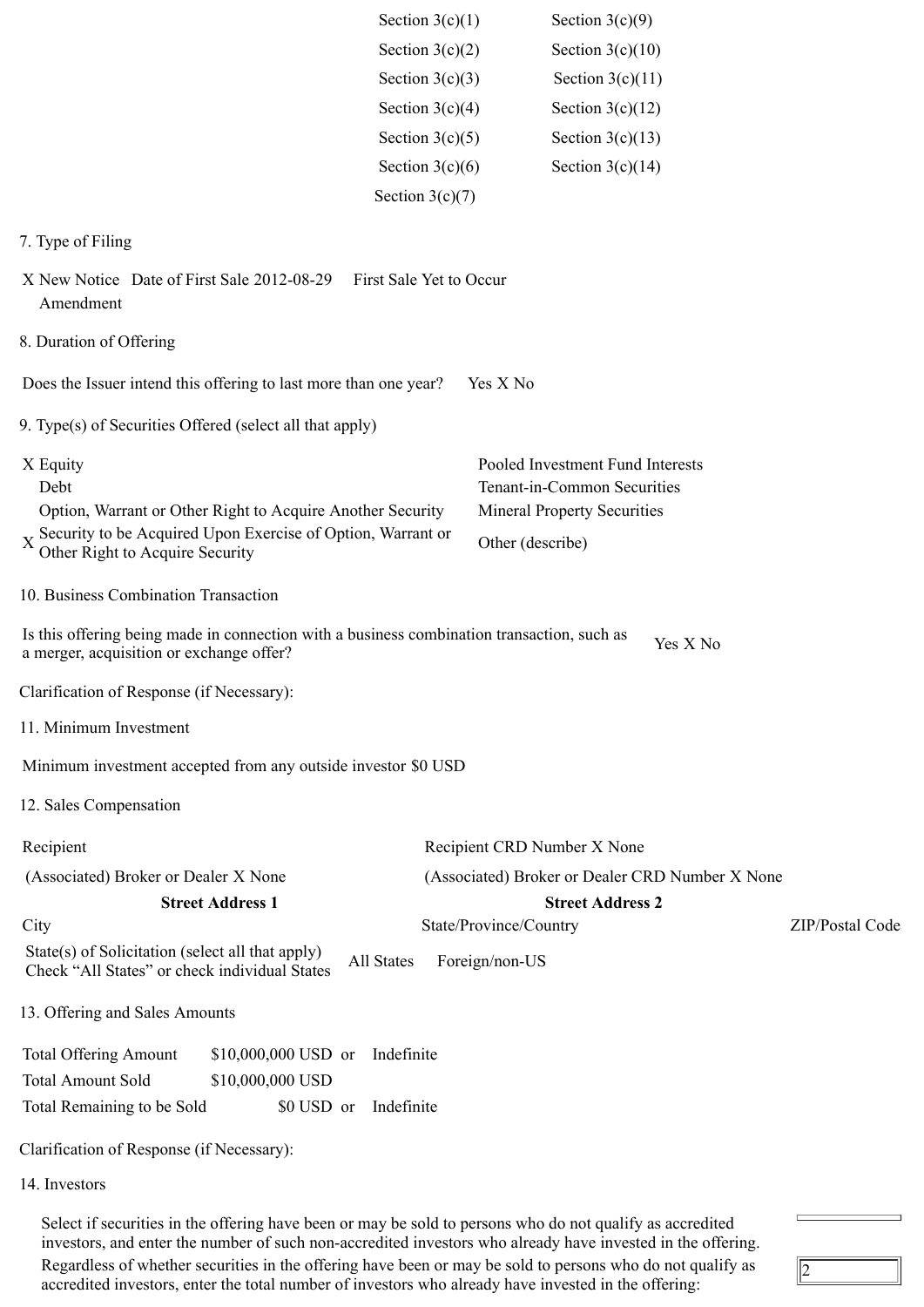Section 3(c)(1) Section 3(c)(9)

Section 3(c)(2) Section 3(c)(10)

Section 3(c)(3) Section 3(c)(11)

Section 3(c)(4) Section 3(c)(12)

Section 3(c)(5) Section 3(c)(13)

Section 3(c)(6) Section 3(c)(14)

Section 3(c)(7)

7. Type of Filing

X New Notice Date of First Sale 2012-08-29 First Sale Yet to Occur
Amendment

8. Duration of Offering

Does the Issuer intend this offering to last more than one year? Yes X No

9. Type(s) of Securities Offered (select all that apply)

X Equity
Debt
Option, Warrant or Other Right to Acquire Another Security
X Security to be Acquired Upon Exercise of Option, Warrant or Other Right to Acquire Security

Pooled Investment Fund Interests
Tenant-in-Common Securities
Mineral Property Securities
Other (describe)

10. Business Combination Transaction

Is this offering being made in connection with a business combination transaction, such as a merger, acquisition or exchange offer? Yes X No

Clarification of Response (if Necessary):

11. Minimum Investment

Minimum investment accepted from any outside investor $0 USD

12. Sales Compensation

Recipient | Recipient CRD Number X None

(Associated) Broker or Dealer X None | (Associated) Broker or Dealer CRD Number X None

**Street Address 1** | **Street Address 2**

City | State/Province/Country | ZIP/Postal Code

State(s) of Solicitation (select all that apply)
Check "All States" or check individual States All States Foreign/non-US

13. Offering and Sales Amounts

| | | | |
|---|---|---|---|
| Total Offering Amount | $10,000,000 USD | or | Indefinite |
| Total Amount Sold | $10,000,000 USD | | |
| Total Remaining to be Sold | $0 USD | or | Indefinite |

Clarification of Response (if Necessary):

14. Investors

Select if securities in the offering have been or may be sold to persons who do not qualify as accredited investors, and enter the number of such non-accredited investors who already have invested in the offering.

Regardless of whether securities in the offering have been or may be sold to persons who do not qualify as accredited investors, enter the total number of investors who already have invested in the offering: 2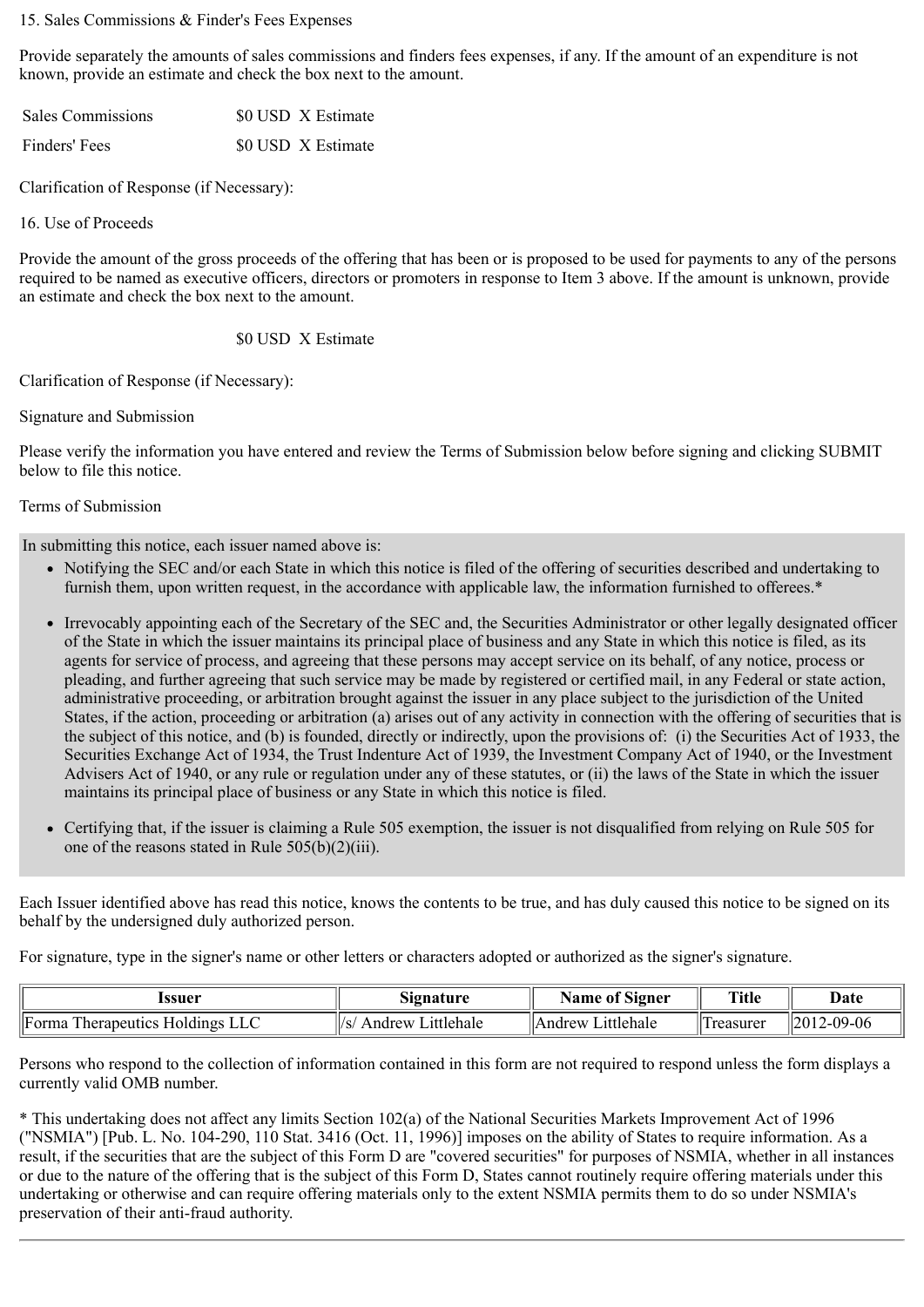15. Sales Commissions & Finder's Fees Expenses

Provide separately the amounts of sales commissions and finders fees expenses, if any. If the amount of an expenditure is not known, provide an estimate and check the box next to the amount.

| | |
|---|---|
| Sales Commissions | $0 USD X Estimate |
| Finders' Fees | $0 USD X Estimate |

Clarification of Response (if Necessary):

16. Use of Proceeds

Provide the amount of the gross proceeds of the offering that has been or is proposed to be used for payments to any of the persons required to be named as executive officers, directors or promoters in response to Item 3 above. If the amount is unknown, provide an estimate and check the box next to the amount.

$0 USD X Estimate

Clarification of Response (if Necessary):

Signature and Submission

Please verify the information you have entered and review the Terms of Submission below before signing and clicking SUBMIT below to file this notice.

Terms of Submission

In submitting this notice, each issuer named above is:

- Notifying the SEC and/or each State in which this notice is filed of the offering of securities described and undertaking to furnish them, upon written request, in the accordance with applicable law, the information furnished to offerees.*
- Irrevocably appointing each of the Secretary of the SEC and, the Securities Administrator or other legally designated officer of the State in which the issuer maintains its principal place of business and any State in which this notice is filed, as its agents for service of process, and agreeing that these persons may accept service on its behalf, of any notice, process or pleading, and further agreeing that such service may be made by registered or certified mail, in any Federal or state action, administrative proceeding, or arbitration brought against the issuer in any place subject to the jurisdiction of the United States, if the action, proceeding or arbitration (a) arises out of any activity in connection with the offering of securities that is the subject of this notice, and (b) is founded, directly or indirectly, upon the provisions of: (i) the Securities Act of 1933, the Securities Exchange Act of 1934, the Trust Indenture Act of 1939, the Investment Company Act of 1940, or the Investment Advisers Act of 1940, or any rule or regulation under any of these statutes, or (ii) the laws of the State in which the issuer maintains its principal place of business or any State in which this notice is filed.
- Certifying that, if the issuer is claiming a Rule 505 exemption, the issuer is not disqualified from relying on Rule 505 for one of the reasons stated in Rule 505(b)(2)(iii).

Each Issuer identified above has read this notice, knows the contents to be true, and has duly caused this notice to be signed on its behalf by the undersigned duly authorized person.

For signature, type in the signer's name or other letters or characters adopted or authorized as the signer's signature.

| Issuer | Signature | Name of Signer | Title | Date |
|---|---|---|---|---|
| Forma Therapeutics Holdings LLC | /s/ Andrew Littlehale | Andrew Littlehale | Treasurer | 2012-09-06 |

Persons who respond to the collection of information contained in this form are not required to respond unless the form displays a currently valid OMB number.

* This undertaking does not affect any limits Section 102(a) of the National Securities Markets Improvement Act of 1996 ("NSMIA") [Pub. L. No. 104-290, 110 Stat. 3416 (Oct. 11, 1996)] imposes on the ability of States to require information. As a result, if the securities that are the subject of this Form D are "covered securities" for purposes of NSMIA, whether in all instances or due to the nature of the offering that is the subject of this Form D, States cannot routinely require offering materials under this undertaking or otherwise and can require offering materials only to the extent NSMIA permits them to do so under NSMIA's preservation of their anti-fraud authority.